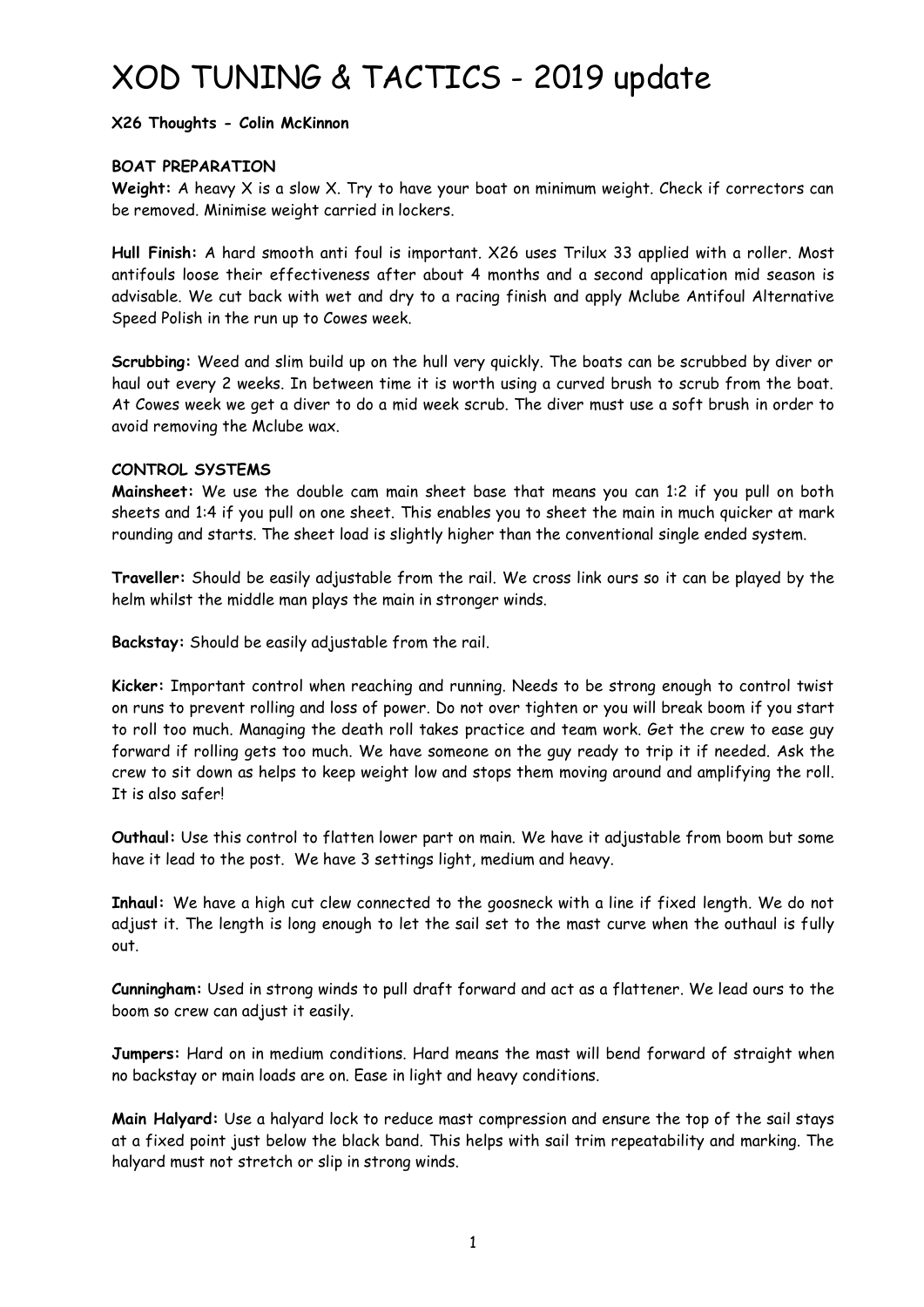# XOD TUNING & TACTICS - 2019 update

**X26 Thoughts - Colin McKinnon**

**BOAT PREPARATION**

**Weight:** A heavy X is a slow X. Try to have your boat on minimum weight. Check if correctors can be removed. Minimise weight carried in lockers.

**Hull Finish:** A hard smooth anti foul is important. X26 uses Trilux 33 applied with a roller. Most antifouls loose their effectiveness after about 4 months and a second application mid season is advisable. We cut back with wet and dry to a racing finish and apply Mclube Antifoul Alternative Speed Polish in the run up to Cowes week.

**Scrubbing:** Weed and slim build up on the hull very quickly. The boats can be scrubbed by diver or haul out every 2 weeks. In between time it is worth using a curved brush to scrub from the boat. At Cowes week we get a diver to do a mid week scrub. The diver must use a soft brush in order to avoid removing the Mclube wax.

**CONTROL SYSTEMS**

**Mainsheet:** We use the double cam main sheet base that means you can 1:2 if you pull on both sheets and 1:4 if you pull on one sheet. This enables you to sheet the main in much quicker at mark rounding and starts. The sheet load is slightly higher than the conventional single ended system.

**Traveller:** Should be easily adjustable from the rail. We cross link ours so it can be played by the helm whilst the middle man plays the main in stronger winds.

**Backstay:** Should be easily adjustable from the rail.

**Kicker:** Important control when reaching and running. Needs to be strong enough to control twist on runs to prevent rolling and loss of power. Do not over tighten or you will break boom if you start to roll too much. Managing the death roll takes practice and team work. Get the crew to ease guy forward if rolling gets too much. We have someone on the guy ready to trip it if needed. Ask the crew to sit down as helps to keep weight low and stops them moving around and amplifying the roll. It is also safer!

**Outhaul:** Use this control to flatten lower part on main. We have it adjustable from boom but some have it lead to the post. We have 3 settings light, medium and heavy.

**Inhaul:** We have a high cut clew connected to the goosneck with a line if fixed length. We do not adjust it. The length is long enough to let the sail set to the mast curve when the outhaul is fully out.

**Cunningham:** Used in strong winds to pull draft forward and act as a flattener. We lead ours to the boom so crew can adjust it easily.

**Jumpers:** Hard on in medium conditions. Hard means the mast will bend forward of straight when no backstay or main loads are on. Ease in light and heavy conditions.

**Main Halyard:** Use a halyard lock to reduce mast compression and ensure the top of the sail stays at a fixed point just below the black band. This helps with sail trim repeatability and marking. The halyard must not stretch or slip in strong winds.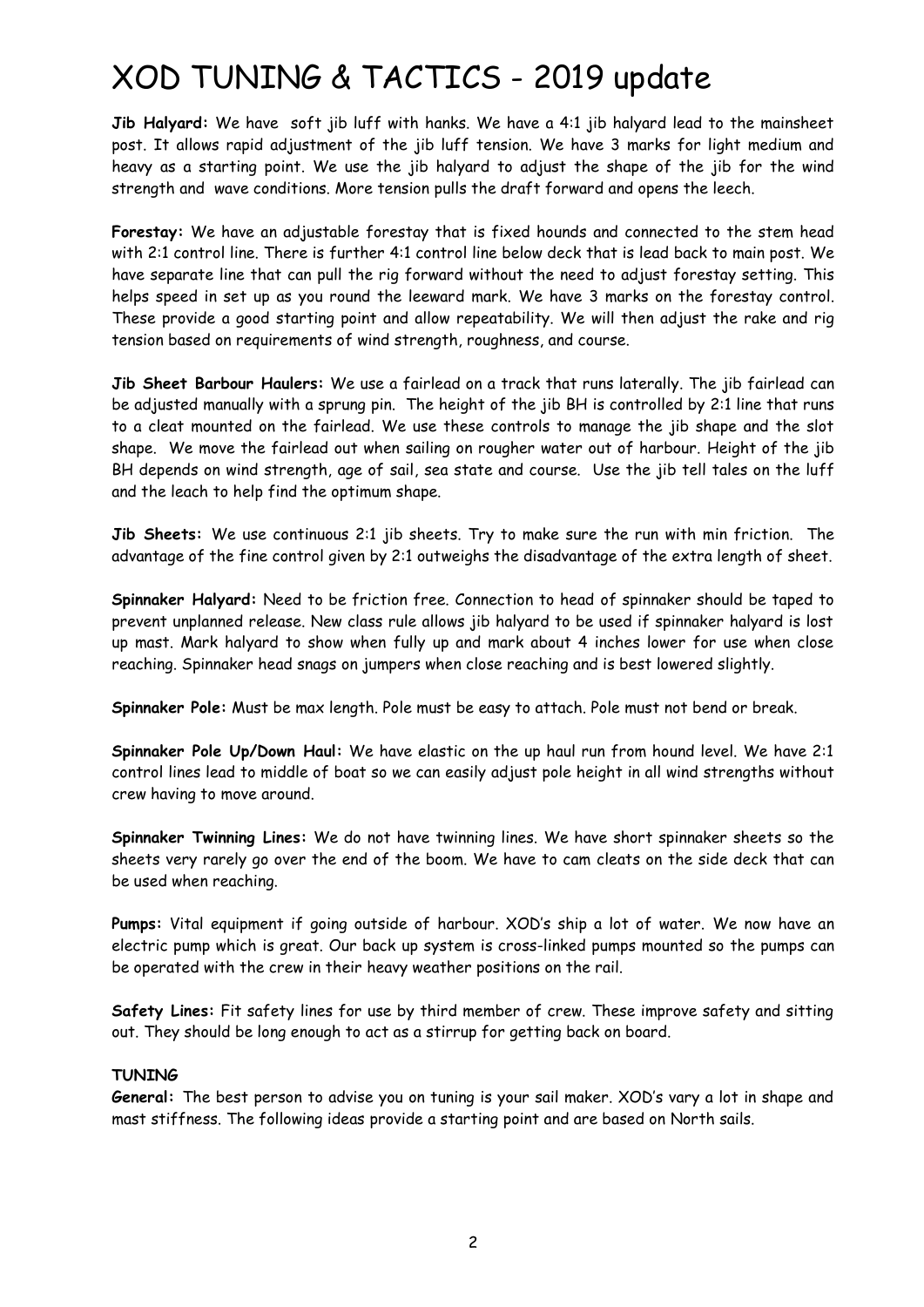# XOD TUNING & TACTICS - 2019 update

**Jib Halyard:** We have  soft jib luff with hanks. We have a 4:1 jib halyard lead to the mainsheet post. It allows rapid adjustment of the jib luff tension. We have 3 marks for light medium and heavy as a starting point. We use the jib halyard to adjust the shape of the jib for the wind strength and  wave conditions. More tension pulls the draft forward and opens the leech.

**Forestay:** We have an adjustable forestay that is fixed hounds and connected to the stem head with 2:1 control line. There is further 4:1 control line below deck that is lead back to main post. We have separate line that can pull the rig forward without the need to adjust forestay setting. This helps speed in set up as you round the leeward mark. We have 3 marks on the forestay control. These provide a good starting point and allow repeatability. We will then adjust the rake and rig tension based on requirements of wind strength, roughness, and course.

**Jib Sheet Barbour Haulers:** We use a fairlead on a track that runs laterally. The jib fairlead can be adjusted manually with a sprung pin.  The height of the jib BH is controlled by 2:1 line that runs to a cleat mounted on the fairlead. We use these controls to manage the jib shape and the slot shape.  We move the fairlead out when sailing on rougher water out of harbour. Height of the jib BH depends on wind strength, age of sail, sea state and course.  Use the jib tell tales on the luff and the leach to help find the optimum shape.

**Jib Sheets:** We use continuous 2:1 jib sheets. Try to make sure the run with min friction.  The advantage of the fine control given by 2:1 outweighs the disadvantage of the extra length of sheet.

**Spinnaker Halyard:** Need to be friction free. Connection to head of spinnaker should be taped to prevent unplanned release. New class rule allows jib halyard to be used if spinnaker halyard is lost up mast. Mark halyard to show when fully up and mark about 4 inches lower for use when close reaching. Spinnaker head snags on jumpers when close reaching and is best lowered slightly.

**Spinnaker Pole:** Must be max length. Pole must be easy to attach. Pole must not bend or break.

**Spinnaker Pole Up/Down Haul:** We have elastic on the up haul run from hound level. We have 2:1 control lines lead to middle of boat so we can easily adjust pole height in all wind strengths without crew having to move around.

**Spinnaker Twinning Lines:** We do not have twinning lines. We have short spinnaker sheets so the sheets very rarely go over the end of the boom. We have to cam cleats on the side deck that can be used when reaching.

**Pumps:** Vital equipment if going outside of harbour. XOD's ship a lot of water. We now have an electric pump which is great. Our back up system is cross-linked pumps mounted so the pumps can be operated with the crew in their heavy weather positions on the rail.

**Safety Lines:** Fit safety lines for use by third member of crew. These improve safety and sitting out. They should be long enough to act as a stirrup for getting back on board.

**TUNING**

**General:** The best person to advise you on tuning is your sail maker. XOD's vary a lot in shape and mast stiffness. The following ideas provide a starting point and are based on North sails.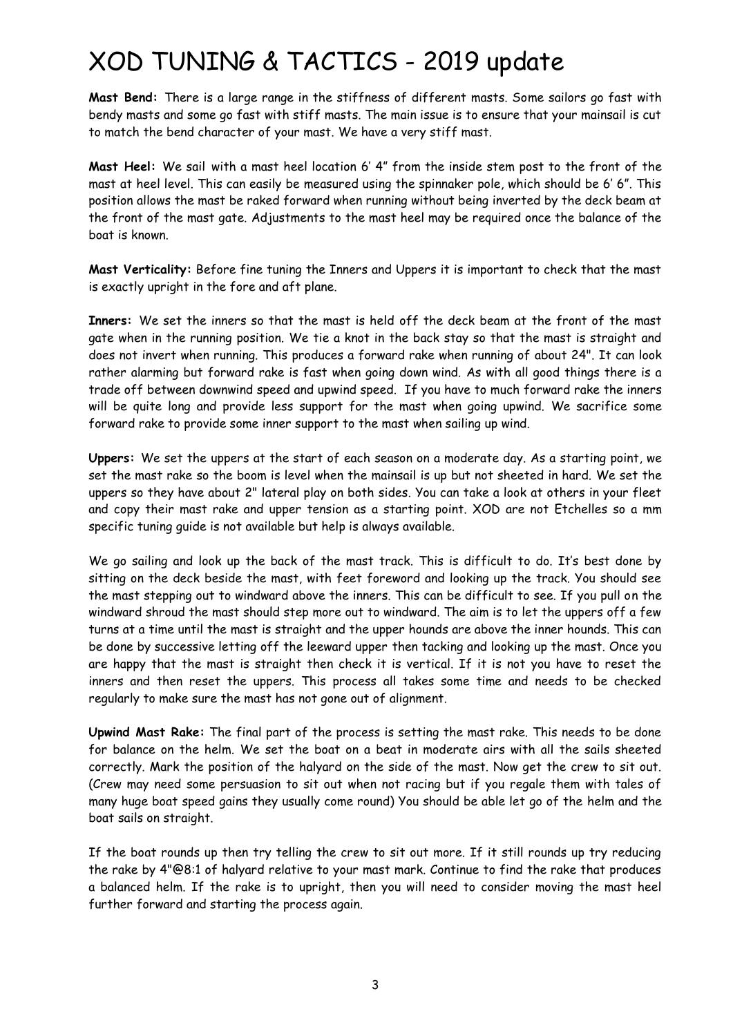# XOD TUNING & TACTICS - 2019 update

**Mast Bend:** There is a large range in the stiffness of different masts. Some sailors go fast with bendy masts and some go fast with stiff masts. The main issue is to ensure that your mainsail is cut to match the bend character of your mast. We have a very stiff mast.

**Mast Heel:** We sail with a mast heel location 6' 4" from the inside stem post to the front of the mast at heel level. This can easily be measured using the spinnaker pole, which should be 6' 6". This position allows the mast be raked forward when running without being inverted by the deck beam at the front of the mast gate. Adjustments to the mast heel may be required once the balance of the boat is known.

**Mast Verticality:** Before fine tuning the Inners and Uppers it is important to check that the mast is exactly upright in the fore and aft plane.

**Inners:** We set the inners so that the mast is held off the deck beam at the front of the mast gate when in the running position. We tie a knot in the back stay so that the mast is straight and does not invert when running. This produces a forward rake when running of about 24". It can look rather alarming but forward rake is fast when going down wind. As with all good things there is a trade off between downwind speed and upwind speed. If you have to much forward rake the inners will be quite long and provide less support for the mast when going upwind. We sacrifice some forward rake to provide some inner support to the mast when sailing up wind.

**Uppers:** We set the uppers at the start of each season on a moderate day. As a starting point, we set the mast rake so the boom is level when the mainsail is up but not sheeted in hard. We set the uppers so they have about 2" lateral play on both sides. You can take a look at others in your fleet and copy their mast rake and upper tension as a starting point. XOD are not Etchelles so a mm specific tuning guide is not available but help is always available.

We go sailing and look up the back of the mast track. This is difficult to do. It's best done by sitting on the deck beside the mast, with feet foreword and looking up the track. You should see the mast stepping out to windward above the inners. This can be difficult to see. If you pull on the windward shroud the mast should step more out to windward. The aim is to let the uppers off a few turns at a time until the mast is straight and the upper hounds are above the inner hounds. This can be done by successive letting off the leeward upper then tacking and looking up the mast. Once you are happy that the mast is straight then check it is vertical. If it is not you have to reset the inners and then reset the uppers. This process all takes some time and needs to be checked regularly to make sure the mast has not gone out of alignment.

**Upwind Mast Rake:** The final part of the process is setting the mast rake. This needs to be done for balance on the helm. We set the boat on a beat in moderate airs with all the sails sheeted correctly. Mark the position of the halyard on the side of the mast. Now get the crew to sit out. (Crew may need some persuasion to sit out when not racing but if you regale them with tales of many huge boat speed gains they usually come round) You should be able let go of the helm and the boat sails on straight.

If the boat rounds up then try telling the crew to sit out more. If it still rounds up try reducing the rake by 4"@8:1 of halyard relative to your mast mark. Continue to find the rake that produces a balanced helm. If the rake is to upright, then you will need to consider moving the mast heel further forward and starting the process again.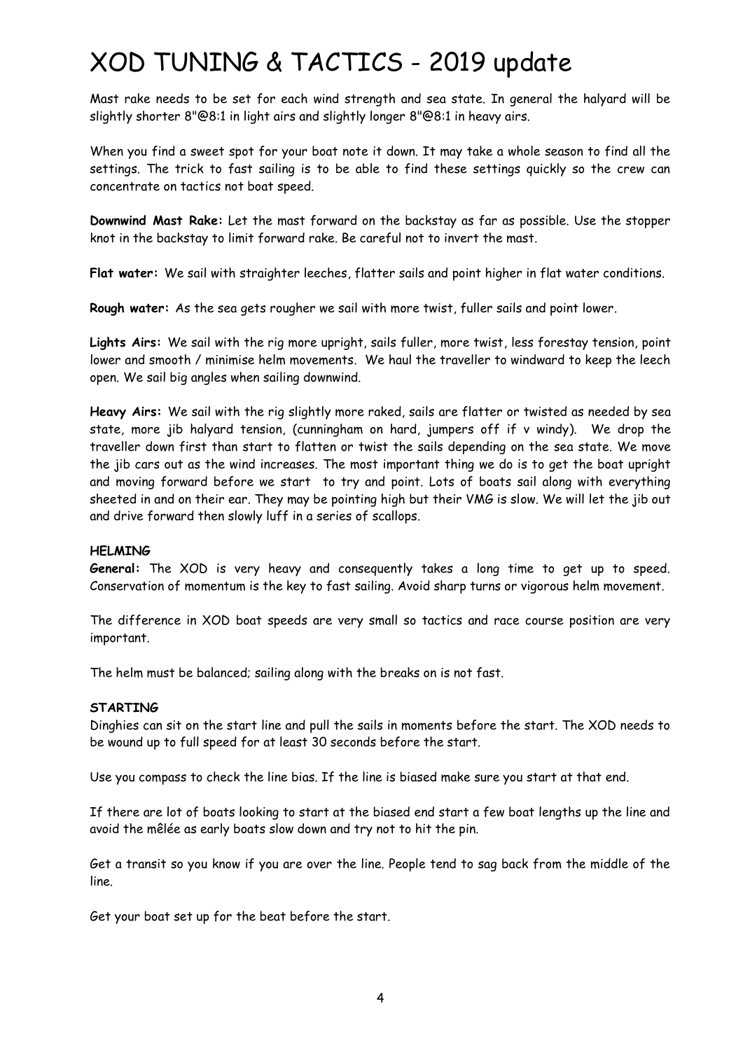# XOD TUNING & TACTICS - 2019 update

Mast rake needs to be set for each wind strength and sea state. In general the halyard will be slightly shorter 8"@8:1 in light airs and slightly longer 8"@8:1 in heavy airs.

When you find a sweet spot for your boat note it down. It may take a whole season to find all the settings. The trick to fast sailing is to be able to find these settings quickly so the crew can concentrate on tactics not boat speed.

**Downwind Mast Rake:** Let the mast forward on the backstay as far as possible. Use the stopper knot in the backstay to limit forward rake. Be careful not to invert the mast.

**Flat water:** We sail with straighter leeches, flatter sails and point higher in flat water conditions.

**Rough water:** As the sea gets rougher we sail with more twist, fuller sails and point lower.

**Lights Airs:** We sail with the rig more upright, sails fuller, more twist, less forestay tension, point lower and smooth / minimise helm movements. We haul the traveller to windward to keep the leech open. We sail big angles when sailing downwind.

**Heavy Airs:** We sail with the rig slightly more raked, sails are flatter or twisted as needed by sea state, more jib halyard tension, (cunningham on hard, jumpers off if v windy). We drop the traveller down first than start to flatten or twist the sails depending on the sea state. We move the jib cars out as the wind increases. The most important thing we do is to get the boat upright and moving forward before we start to try and point. Lots of boats sail along with everything sheeted in and on their ear. They may be pointing high but their VMG is slow. We will let the jib out and drive forward then slowly luff in a series of scallops.

## HELMING

**General:** The XOD is very heavy and consequently takes a long time to get up to speed. Conservation of momentum is the key to fast sailing. Avoid sharp turns or vigorous helm movement.

The difference in XOD boat speeds are very small so tactics and race course position are very important.

The helm must be balanced; sailing along with the breaks on is not fast.

## STARTING

Dinghies can sit on the start line and pull the sails in moments before the start. The XOD needs to be wound up to full speed for at least 30 seconds before the start.

Use you compass to check the line bias. If the line is biased make sure you start at that end.

If there are lot of boats looking to start at the biased end start a few boat lengths up the line and avoid the mêlée as early boats slow down and try not to hit the pin.

Get a transit so you know if you are over the line. People tend to sag back from the middle of the line.

Get your boat set up for the beat before the start.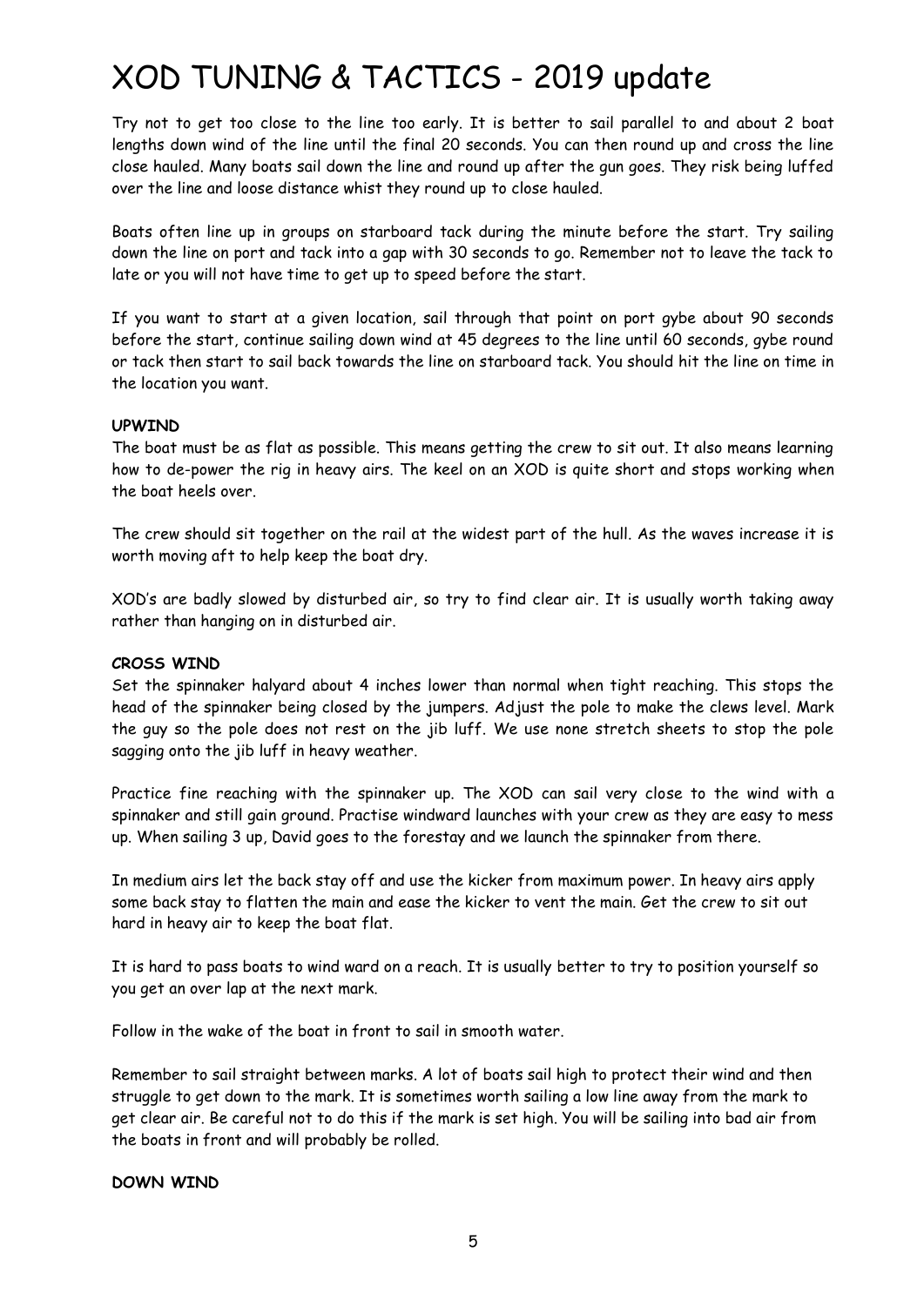# XOD TUNING & TACTICS - 2019 update

Try not to get too close to the line too early. It is better to sail parallel to and about 2 boat lengths down wind of the line until the final 20 seconds. You can then round up and cross the line close hauled. Many boats sail down the line and round up after the gun goes. They risk being luffed over the line and loose distance whist they round up to close hauled.

Boats often line up in groups on starboard tack during the minute before the start. Try sailing down the line on port and tack into a gap with 30 seconds to go. Remember not to leave the tack to late or you will not have time to get up to speed before the start.

If you want to start at a given location, sail through that point on port gybe about 90 seconds before the start, continue sailing down wind at 45 degrees to the line until 60 seconds, gybe round or tack then start to sail back towards the line on starboard tack. You should hit the line on time in the location you want.

**UPWIND**

The boat must be as flat as possible. This means getting the crew to sit out. It also means learning how to de-power the rig in heavy airs. The keel on an XOD is quite short and stops working when the boat heels over.

The crew should sit together on the rail at the widest part of the hull. As the waves increase it is worth moving aft to help keep the boat dry.

XOD's are badly slowed by disturbed air, so try to find clear air. It is usually worth taking away rather than hanging on in disturbed air.

**CROSS WIND**

Set the spinnaker halyard about 4 inches lower than normal when tight reaching. This stops the head of the spinnaker being closed by the jumpers. Adjust the pole to make the clews level. Mark the guy so the pole does not rest on the jib luff. We use none stretch sheets to stop the pole sagging onto the jib luff in heavy weather.

Practice fine reaching with the spinnaker up. The XOD can sail very close to the wind with a spinnaker and still gain ground. Practise windward launches with your crew as they are easy to mess up. When sailing 3 up, David goes to the forestay and we launch the spinnaker from there.

In medium airs let the back stay off and use the kicker from maximum power. In heavy airs apply some back stay to flatten the main and ease the kicker to vent the main. Get the crew to sit out hard in heavy air to keep the boat flat.

It is hard to pass boats to wind ward on a reach. It is usually better to try to position yourself so you get an over lap at the next mark.

Follow in the wake of the boat in front to sail in smooth water.

Remember to sail straight between marks. A lot of boats sail high to protect their wind and then struggle to get down to the mark. It is sometimes worth sailing a low line away from the mark to get clear air. Be careful not to do this if the mark is set high. You will be sailing into bad air from the boats in front and will probably be rolled.

**DOWN WIND**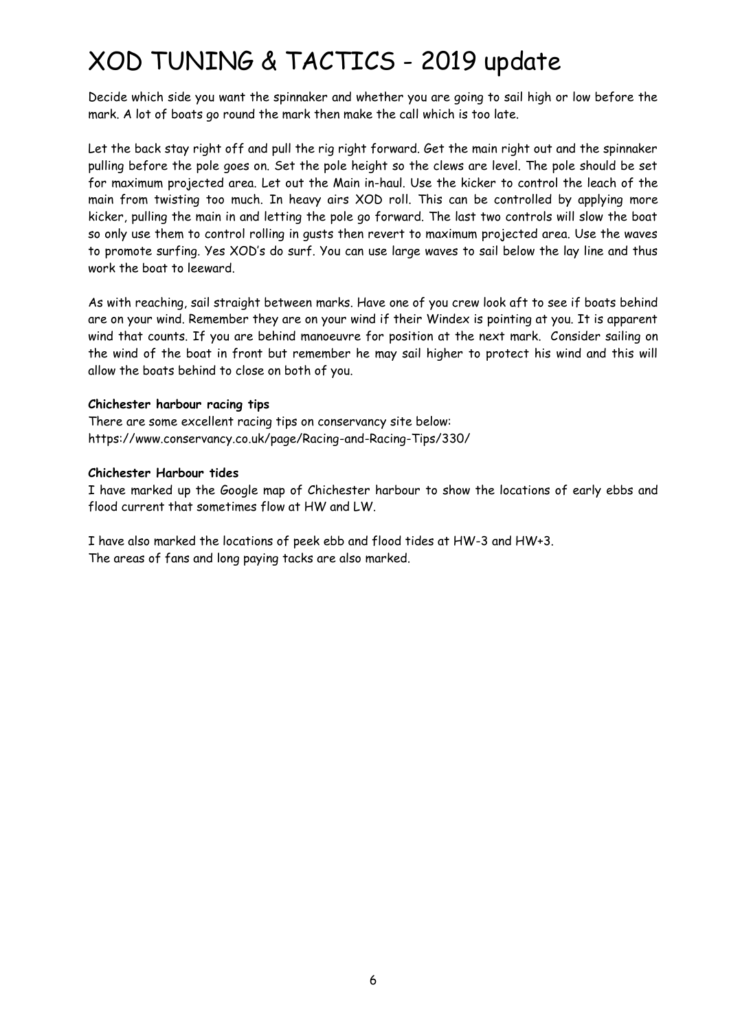# XOD TUNING & TACTICS - 2019 update

Decide which side you want the spinnaker and whether you are going to sail high or low before the mark. A lot of boats go round the mark then make the call which is too late.

Let the back stay right off and pull the rig right forward. Get the main right out and the spinnaker pulling before the pole goes on. Set the pole height so the clews are level. The pole should be set for maximum projected area. Let out the Main in-haul. Use the kicker to control the leach of the main from twisting too much. In heavy airs XOD roll. This can be controlled by applying more kicker, pulling the main in and letting the pole go forward. The last two controls will slow the boat so only use them to control rolling in gusts then revert to maximum projected area. Use the waves to promote surfing. Yes XOD's do surf. You can use large waves to sail below the lay line and thus work the boat to leeward.

As with reaching, sail straight between marks. Have one of you crew look aft to see if boats behind are on your wind. Remember they are on your wind if their Windex is pointing at you. It is apparent wind that counts. If you are behind manoeuvre for position at the next mark. Consider sailing on the wind of the boat in front but remember he may sail higher to protect his wind and this will allow the boats behind to close on both of you.

**Chichester harbour racing tips**

There are some excellent racing tips on conservancy site below:
https://www.conservancy.co.uk/page/Racing-and-Racing-Tips/330/

**Chichester Harbour tides**

I have marked up the Google map of Chichester harbour to show the locations of early ebbs and flood current that sometimes flow at HW and LW.

I have also marked the locations of peek ebb and flood tides at HW-3 and HW+3.
The areas of fans and long paying tacks are also marked.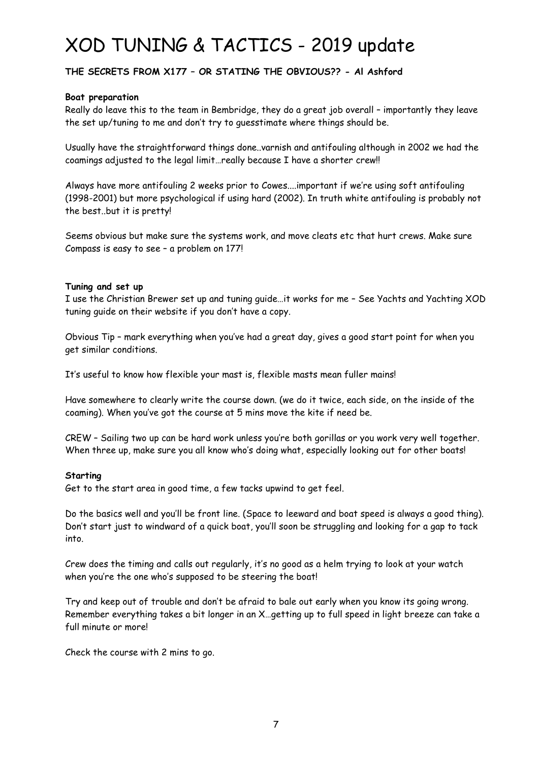# XOD TUNING & TACTICS - 2019 update

**THE SECRETS FROM X177 – OR STATING THE OBVIOUS?? - Al Ashford**

**Boat preparation**

Really do leave this to the team in Bembridge, they do a great job overall – importantly they leave the set up/tuning to me and don't try to guesstimate where things should be.

Usually have the straightforward things done..varnish and antifouling although in 2002 we had the coamings adjusted to the legal limit…really because I have a shorter crew!!

Always have more antifouling 2 weeks prior to Cowes....important if we're using soft antifouling (1998-2001) but more psychological if using hard (2002). In truth white antifouling is probably not the best..but it is pretty!

Seems obvious but make sure the systems work, and move cleats etc that hurt crews. Make sure Compass is easy to see – a problem on 177!

**Tuning and set up**

I use the Christian Brewer set up and tuning guide…it works for me – See Yachts and Yachting XOD tuning guide on their website if you don't have a copy.

Obvious Tip – mark everything when you've had a great day, gives a good start point for when you get similar conditions.

It's useful to know how flexible your mast is, flexible masts mean fuller mains!

Have somewhere to clearly write the course down. (we do it twice, each side, on the inside of the coaming). When you've got the course at 5 mins move the kite if need be.

CREW – Sailing two up can be hard work unless you're both gorillas or you work very well together. When three up, make sure you all know who's doing what, especially looking out for other boats!

**Starting**

Get to the start area in good time, a few tacks upwind to get feel.

Do the basics well and you'll be front line. (Space to leeward and boat speed is always a good thing). Don't start just to windward of a quick boat, you'll soon be struggling and looking for a gap to tack into.

Crew does the timing and calls out regularly, it's no good as a helm trying to look at your watch when you're the one who's supposed to be steering the boat!

Try and keep out of trouble and don't be afraid to bale out early when you know its going wrong. Remember everything takes a bit longer in an X…getting up to full speed in light breeze can take a full minute or more!

Check the course with 2 mins to go.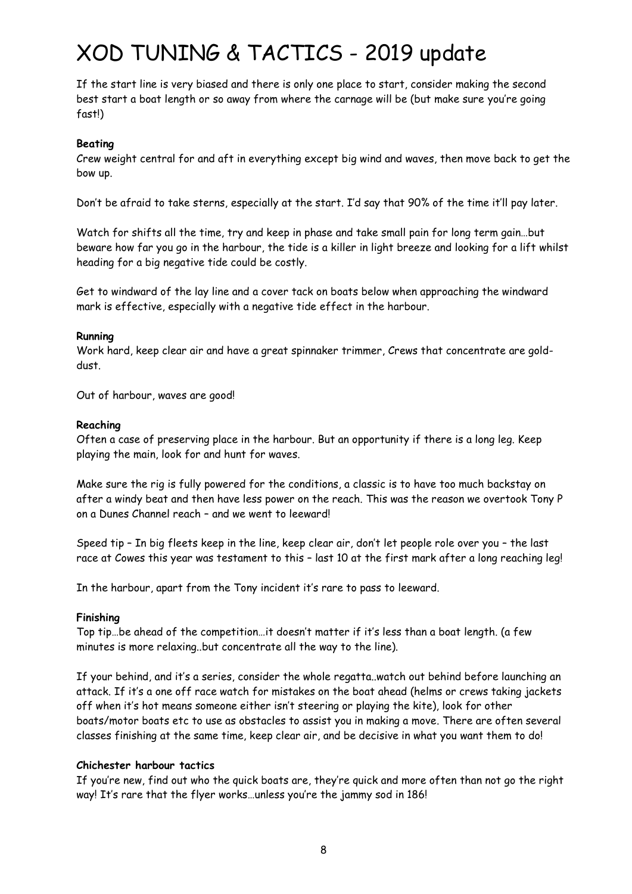# XOD TUNING & TACTICS - 2019 update

If the start line is very biased and there is only one place to start, consider making the second best start a boat length or so away from where the carnage will be (but make sure you're going fast!)

**Beating**

Crew weight central for and aft in everything except big wind and waves, then move back to get the bow up.

Don't be afraid to take sterns, especially at the start. I'd say that 90% of the time it'll pay later.

Watch for shifts all the time, try and keep in phase and take small pain for long term gain…but beware how far you go in the harbour, the tide is a killer in light breeze and looking for a lift whilst heading for a big negative tide could be costly.

Get to windward of the lay line and a cover tack on boats below when approaching the windward mark is effective, especially with a negative tide effect in the harbour.

**Running**

Work hard, keep clear air and have a great spinnaker trimmer, Crews that concentrate are gold-dust.

Out of harbour, waves are good!

**Reaching**

Often a case of preserving place in the harbour. But an opportunity if there is a long leg. Keep playing the main, look for and hunt for waves.

Make sure the rig is fully powered for the conditions, a classic is to have too much backstay on after a windy beat and then have less power on the reach. This was the reason we overtook Tony P on a Dunes Channel reach – and we went to leeward!

Speed tip – In big fleets keep in the line, keep clear air, don't let people role over you – the last race at Cowes this year was testament to this – last 10 at the first mark after a long reaching leg!

In the harbour, apart from the Tony incident it's rare to pass to leeward.

**Finishing**

Top tip…be ahead of the competition…it doesn't matter if it's less than a boat length. (a few minutes is more relaxing..but concentrate all the way to the line).

If your behind, and it's a series, consider the whole regatta..watch out behind before launching an attack. If it's a one off race watch for mistakes on the boat ahead (helms or crews taking jackets off when it's hot means someone either isn't steering or playing the kite), look for other boats/motor boats etc to use as obstacles to assist you in making a move. There are often several classes finishing at the same time, keep clear air, and be decisive in what you want them to do!

**Chichester harbour tactics**

If you're new, find out who the quick boats are, they're quick and more often than not go the right way! It's rare that the flyer works…unless you're the jammy sod in 186!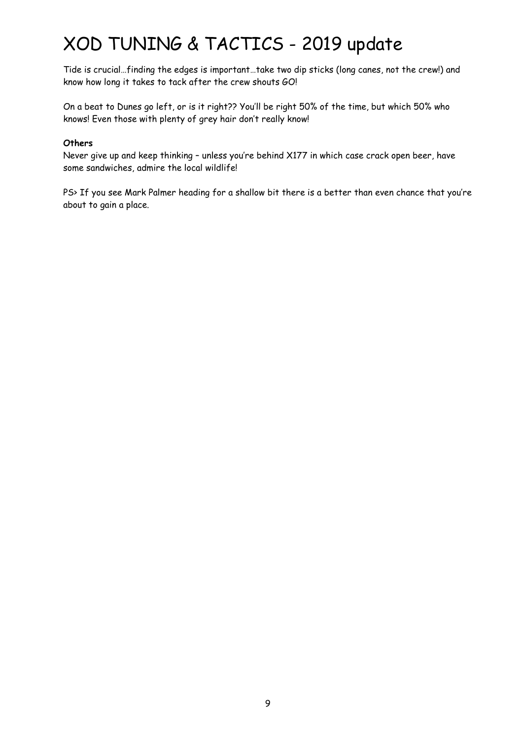# XOD TUNING & TACTICS - 2019 update

Tide is crucial…finding the edges is important…take two dip sticks (long canes, not the crew!) and know how long it takes to tack after the crew shouts GO!

On a beat to Dunes go left, or is it right?? You'll be right 50% of the time, but which 50% who knows! Even those with plenty of grey hair don't really know!

**Others**

Never give up and keep thinking – unless you're behind X177 in which case crack open beer, have some sandwiches, admire the local wildlife!

PS> If you see Mark Palmer heading for a shallow bit there is a better than even chance that you're about to gain a place.